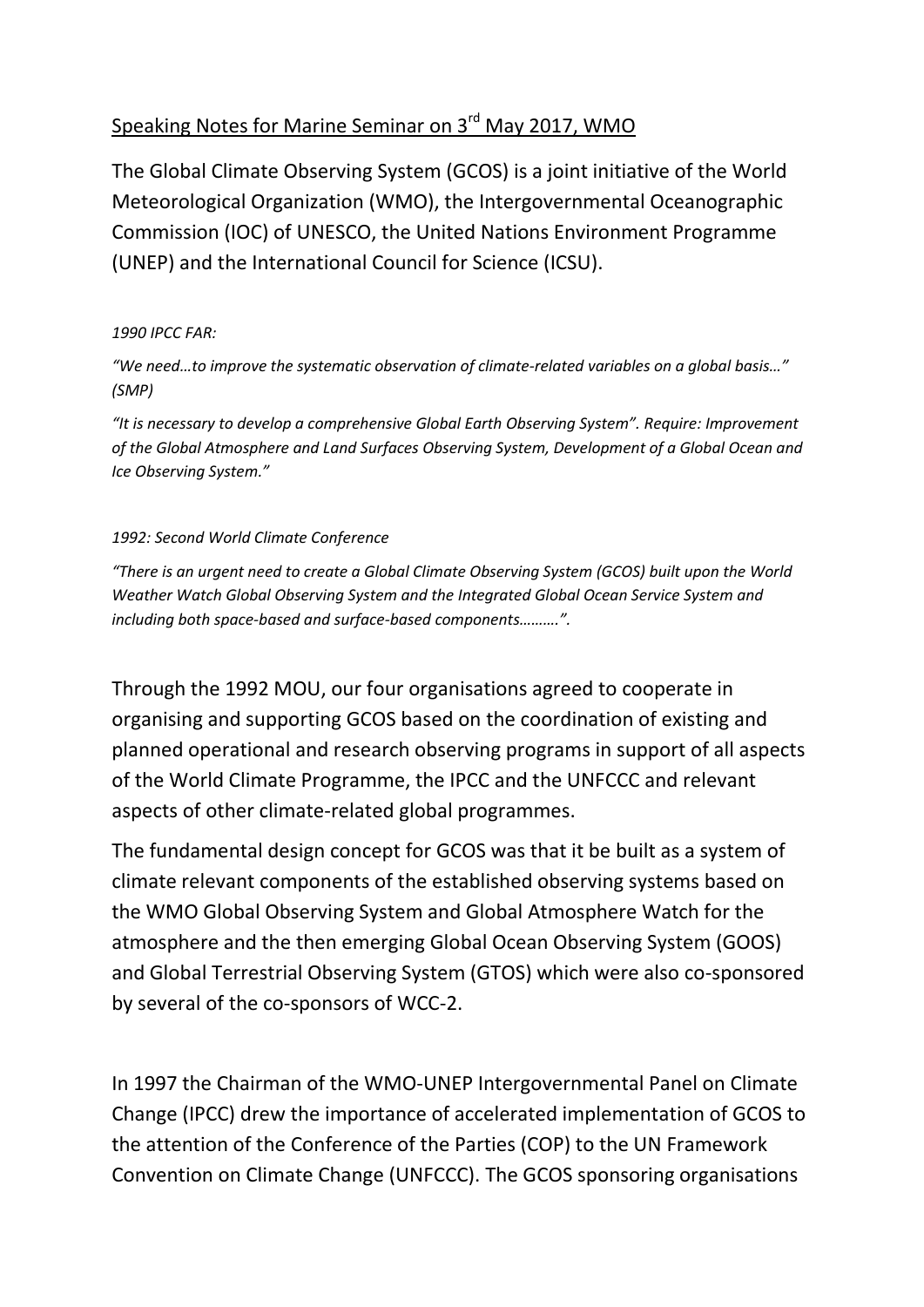<u>Speaking Notes for Marine Seminar on 3rd May 2017, WMO</u>

The Global Climate Observing System (GCOS) is a joint initiative of the World Meteorological Organization (WMO), the Intergovernmental Oceanographic Commission (IOC) of UNESCO, the United Nations Environment Programme (UNEP) and the International Council for Science (ICSU).

*1990 IPCC FAR:*

*"We need…to improve the systematic observation of climate-related variables on a global basis…" (SMP)*

*"It is necessary to develop a comprehensive Global Earth Observing System". Require: Improvement of the Global Atmosphere and Land Surfaces Observing System, Development of a Global Ocean and Ice Observing System."*

*1992: Second World Climate Conference*

*"There is an urgent need to create a Global Climate Observing System (GCOS) built upon the World Weather Watch Global Observing System and the Integrated Global Ocean Service System and including both space-based and surface-based components……….".*

Through the 1992 MOU, our four organisations agreed to cooperate in organising and supporting GCOS based on the coordination of existing and planned operational and research observing programs in support of all aspects of the World Climate Programme, the IPCC and the UNFCCC and relevant aspects of other climate-related global programmes.

The fundamental design concept for GCOS was that it be built as a system of climate relevant components of the established observing systems based on the WMO Global Observing System and Global Atmosphere Watch for the atmosphere and the then emerging Global Ocean Observing System (GOOS) and Global Terrestrial Observing System (GTOS) which were also co-sponsored by several of the co-sponsors of WCC-2.

In 1997 the Chairman of the WMO-UNEP Intergovernmental Panel on Climate Change (IPCC) drew the importance of accelerated implementation of GCOS to the attention of the Conference of the Parties (COP) to the UN Framework Convention on Climate Change (UNFCCC). The GCOS sponsoring organisations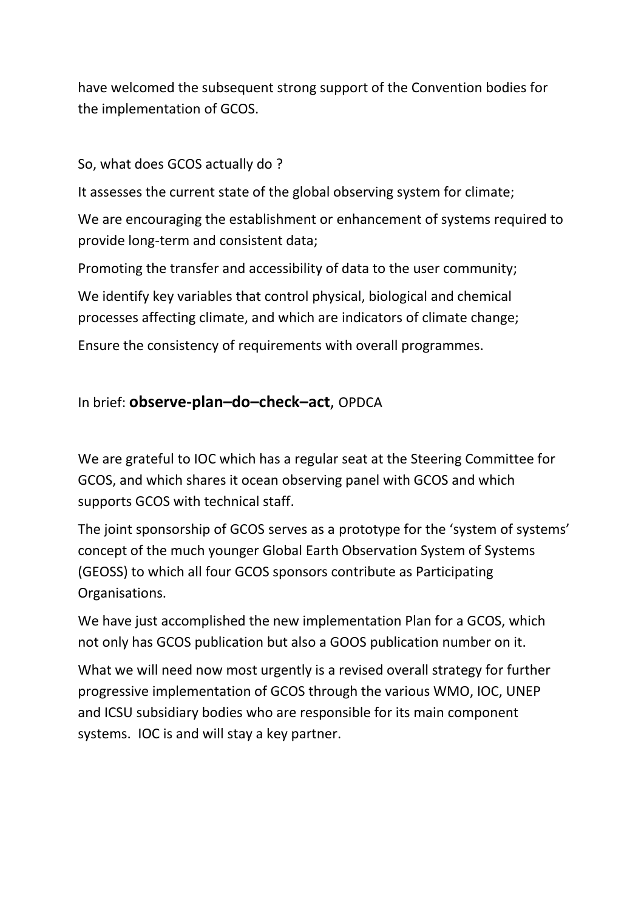have welcomed the subsequent strong support of the Convention bodies for the implementation of GCOS.

So, what does GCOS actually do ?

It assesses the current state of the global observing system for climate;

We are encouraging the establishment or enhancement of systems required to provide long-term and consistent data;

Promoting the transfer and accessibility of data to the user community;

We identify key variables that control physical, biological and chemical processes affecting climate, and which are indicators of climate change;

Ensure the consistency of requirements with overall programmes.

In brief: **observe-plan–do–check–act**, OPDCA

We are grateful to IOC which has a regular seat at the Steering Committee for GCOS, and which shares it ocean observing panel with GCOS and which supports GCOS with technical staff.

The joint sponsorship of GCOS serves as a prototype for the 'system of systems' concept of the much younger Global Earth Observation System of Systems (GEOSS) to which all four GCOS sponsors contribute as Participating Organisations.

We have just accomplished the new implementation Plan for a GCOS, which not only has GCOS publication but also a GOOS publication number on it.

What we will need now most urgently is a revised overall strategy for further progressive implementation of GCOS through the various WMO, IOC, UNEP and ICSU subsidiary bodies who are responsible for its main component systems. IOC is and will stay a key partner.